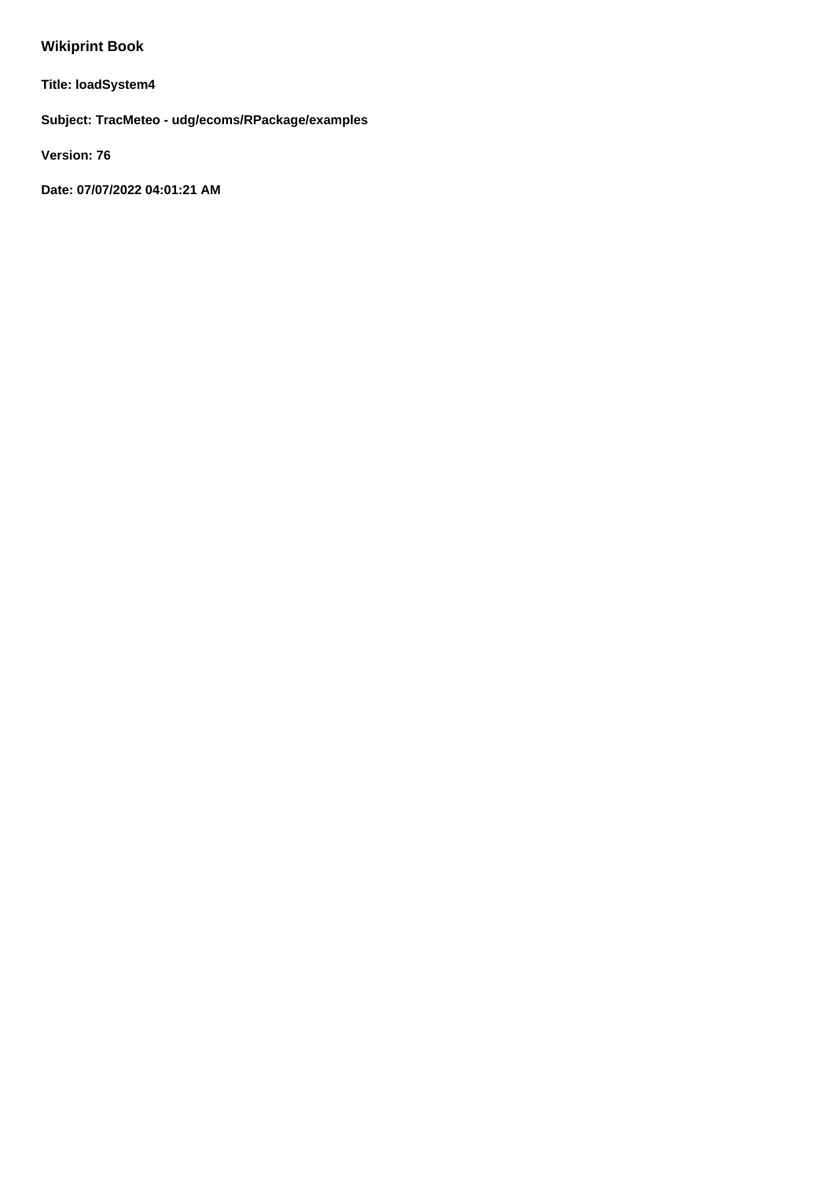# Wikiprint Book

**Title: loadSystem4**

**Subject: TracMeteo - udg/ecoms/RPackage/examples**

**Version: 76**

**Date: 07/07/2022 04:01:21 AM**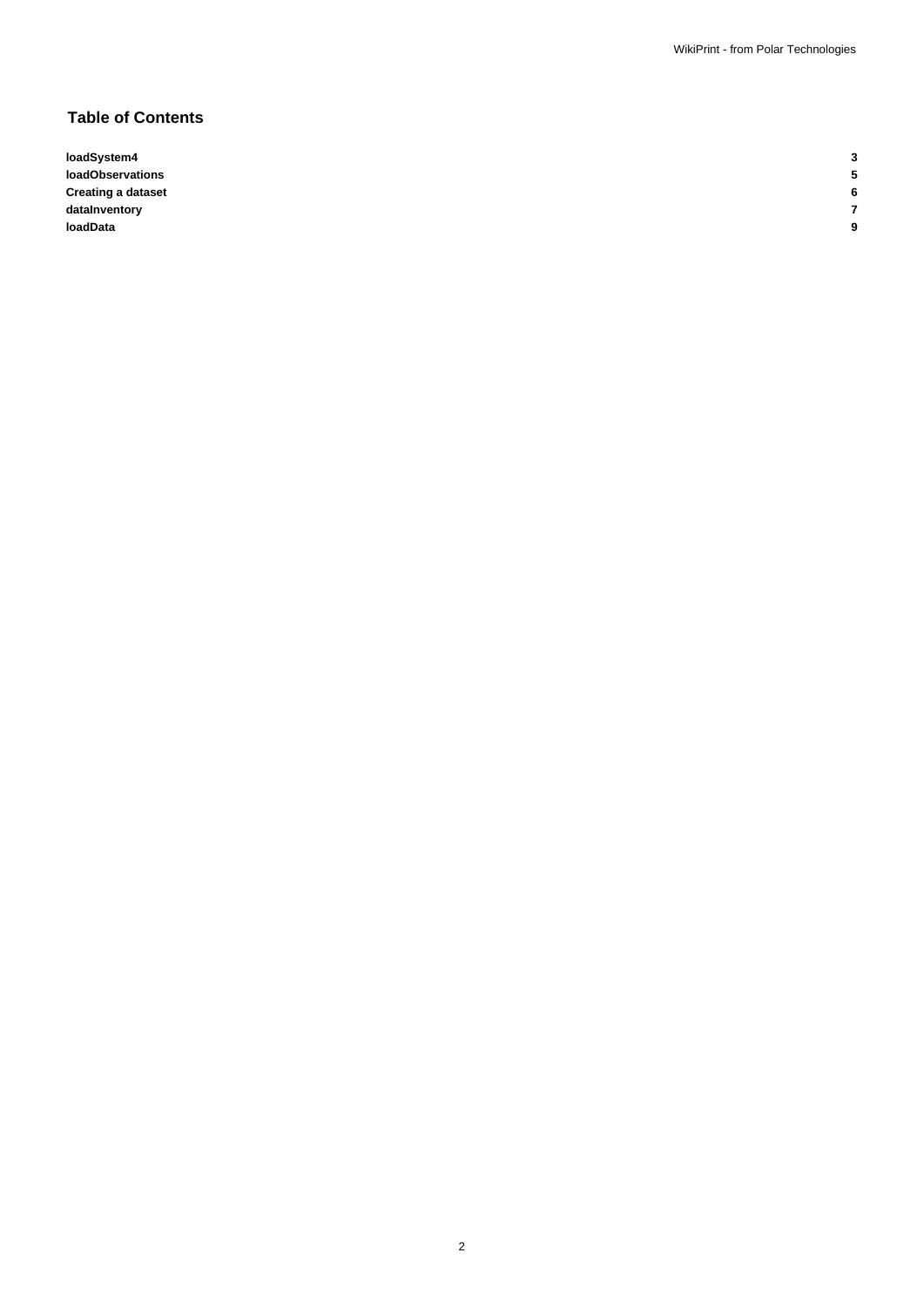## Table of Contents

| | |
|---|---|
| **loadSystem4** | **3** |
| **loadObservations** | **5** |
| **Creating a dataset** | **6** |
| **dataInventory** | **7** |
| **loadData** | **9** |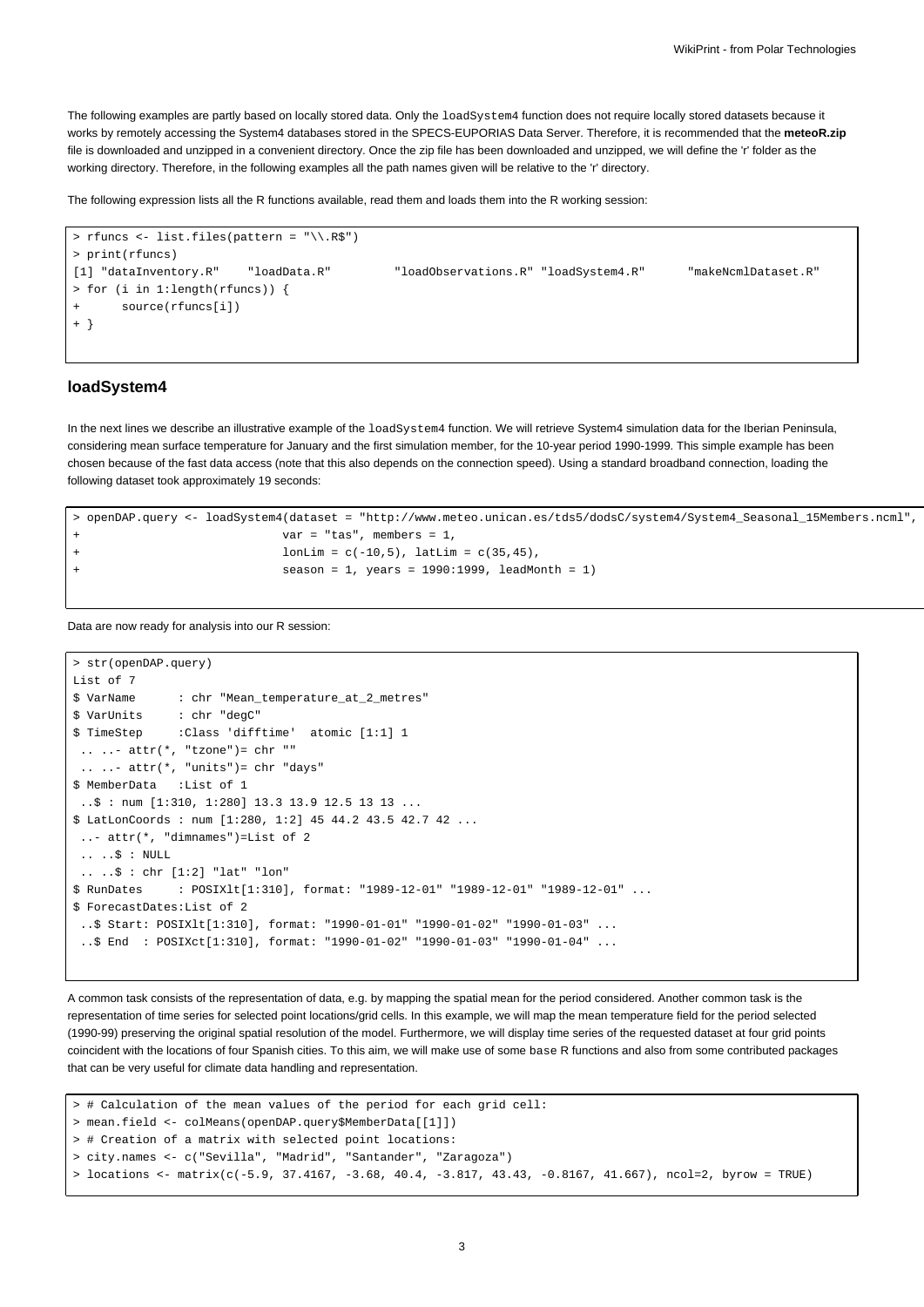The following examples are partly based on locally stored data. Only the `loadSystem4` function does not require locally stored datasets because it works by remotely accessing the System4 databases stored in the SPECS-EUPORIAS Data Server. Therefore, it is recommended that the **meteoR.zip** file is downloaded and unzipped in a convenient directory. Once the zip file has been downloaded and unzipped, we will define the 'r' folder as the working directory. Therefore, in the following examples all the path names given will be relative to the 'r' directory.

The following expression lists all the R functions available, read them and loads them into the R working session:

```
> rfuncs <- list.files(pattern = "\\.R$")
> print(rfuncs)
[1] "dataInventory.R"    "loadData.R"         "loadObservations.R" "loadSystem4.R"      "makeNcmlDataset.R"
> for (i in 1:length(rfuncs)) {
+       source(rfuncs[i])
+ }
```

## loadSystem4

In the next lines we describe an illustrative example of the `loadSystem4` function. We will retrieve System4 simulation data for the Iberian Peninsula, considering mean surface temperature for January and the first simulation member, for the 10-year period 1990-1999. This simple example has been chosen because of the fast data access (note that this also depends on the connection speed). Using a standard broadband connection, loading the following dataset took approximately 19 seconds:

```
> openDAP.query <- loadSystem4(dataset = "http://www.meteo.unican.es/tds5/dodsC/system4/System4_Seasonal_15Members.ncml",
+                            var = "tas", members = 1,
+                            lonLim = c(-10,5), latLim = c(35,45),
+                            season = 1, years = 1990:1999, leadMonth = 1)
```

Data are now ready for analysis into our R session:

```
> str(openDAP.query)
List of 7
$ VarName      : chr "Mean_temperature_at_2_metres"
$ VarUnits     : chr "degC"
$ TimeStep     :Class 'difftime'  atomic [1:1] 1
 .. ..- attr(*, "tzone")= chr ""
 .. ..- attr(*, "units")= chr "days"
$ MemberData   :List of 1
 ..$ : num [1:310, 1:280] 13.3 13.9 12.5 13 13 ...
$ LatLonCoords : num [1:280, 1:2] 45 44.2 43.5 42.7 42 ...
 ..- attr(*, "dimnames")=List of 2
 .. ..$ : NULL
 .. ..$ : chr [1:2] "lat" "lon"
$ RunDates     : POSIXlt[1:310], format: "1989-12-01" "1989-12-01" "1989-12-01" ...
$ ForecastDates:List of 2
 ..$ Start: POSIXlt[1:310], format: "1990-01-01" "1990-01-02" "1990-01-03" ...
 ..$ End  : POSIXct[1:310], format: "1990-01-02" "1990-01-03" "1990-01-04" ...
```

A common task consists of the representation of data, e.g. by mapping the spatial mean for the period considered. Another common task is the representation of time series for selected point locations/grid cells. In this example, we will map the mean temperature field for the period selected (1990-99) preserving the original spatial resolution of the model. Furthermore, we will display time series of the requested dataset at four grid points coincident with the locations of four Spanish cities. To this aim, we will make use of some `base` R functions and also from some contributed packages that can be very useful for climate data handling and representation.

```
> # Calculation of the mean values of the period for each grid cell:
> mean.field <- colMeans(openDAP.query$MemberData[[1]])
> # Creation of a matrix with selected point locations:
> city.names <- c("Sevilla", "Madrid", "Santander", "Zaragoza")
> locations <- matrix(c(-5.9, 37.4167, -3.68, 40.4, -3.817, 43.43, -0.8167, 41.667), ncol=2, byrow = TRUE)
```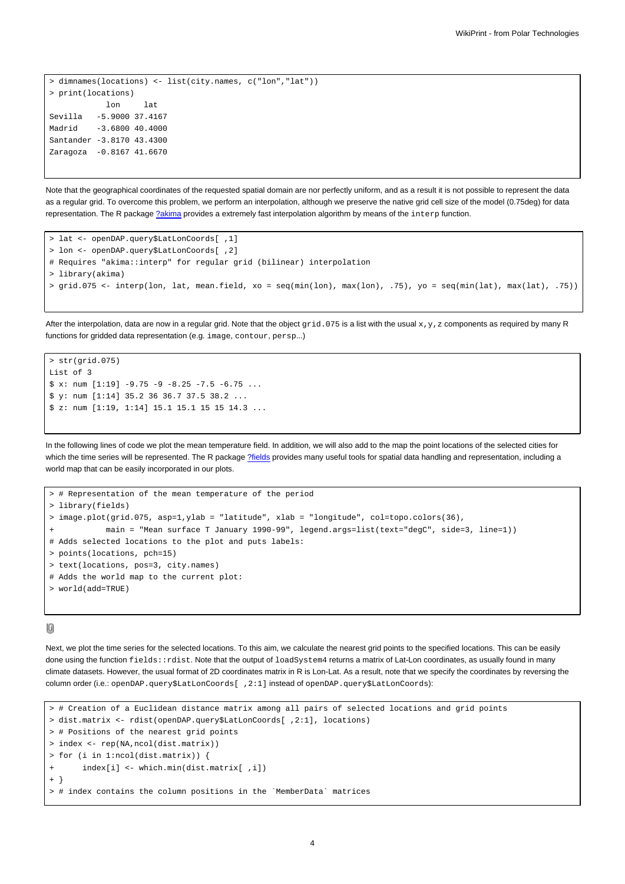```
> dimnames(locations) <- list(city.names, c("lon","lat"))
> print(locations)
            lon     lat
Sevilla   -5.9000 37.4167
Madrid    -3.6800 40.4000
Santander -3.8170 43.4300
Zaragoza  -0.8167 41.6670
```

Note that the geographical coordinates of the requested spatial domain are nor perfectly uniform, and as a result it is not possible to represent the data as a regular grid. To overcome this problem, we perform an interpolation, although we preserve the native grid cell size of the model (0.75deg) for data representation. The R package ?akima provides a extremely fast interpolation algorithm by means of the `interp` function.

```
> lat <- openDAP.query$LatLonCoords[ ,1]
> lon <- openDAP.query$LatLonCoords[ ,2]
# Requires "akima::interp" for regular grid (bilinear) interpolation
> library(akima)
> grid.075 <- interp(lon, lat, mean.field, xo = seq(min(lon), max(lon), .75), yo = seq(min(lat), max(lat), .75))
```

After the interpolation, data are now in a regular grid. Note that the object `grid.075` is a list with the usual `x,y,z` components as required by many R functions for gridded data representation (e.g. `image`, `contour`, `persp`...)

```
> str(grid.075)
List of 3
$ x: num [1:19] -9.75 -9 -8.25 -7.5 -6.75 ...
$ y: num [1:14] 35.2 36 36.7 37.5 38.2 ...
$ z: num [1:19, 1:14] 15.1 15.1 15 15 14.3 ...
```

In the following lines of code we plot the mean temperature field. In addition, we will also add to the map the point locations of the selected cities for which the time series will be represented. The R package ?fields provides many useful tools for spatial data handling and representation, including a world map that can be easily incorporated in our plots.

```
> # Representation of the mean temperature of the period
> library(fields)
> image.plot(grid.075, asp=1,ylab = "latitude", xlab = "longitude", col=topo.colors(36),
+          main = "Mean surface T January 1990-99", legend.args=list(text="degC", side=3, line=1))
# Adds selected locations to the plot and puts labels:
> points(locations, pch=15)
> text(locations, pos=3, city.names)
# Adds the world map to the current plot:
> world(add=TRUE)
```

Next, we plot the time series for the selected locations. To this aim, we calculate the nearest grid points to the specified locations. This can be easily done using the function `fields::rdist`. Note that the output of `loadSystem4` returns a matrix of Lat-Lon coordinates, as usually found in many climate datasets. However, the usual format of 2D coordinates matrix in R is Lon-Lat. As a result, note that we specify the coordinates by reversing the column order (i.e.: `openDAP.query$LatLonCoords[ ,2:1]` instead of `openDAP.query$LatLonCoords`):

```
> # Creation of a Euclidean distance matrix among all pairs of selected locations and grid points
> dist.matrix <- rdist(openDAP.query$LatLonCoords[ ,2:1], locations)
> # Positions of the nearest grid points
> index <- rep(NA,ncol(dist.matrix))
> for (i in 1:ncol(dist.matrix)) {
+      index[i] <- which.min(dist.matrix[ ,i])
+ }
> # index contains the column positions in the `MemberData` matrices
```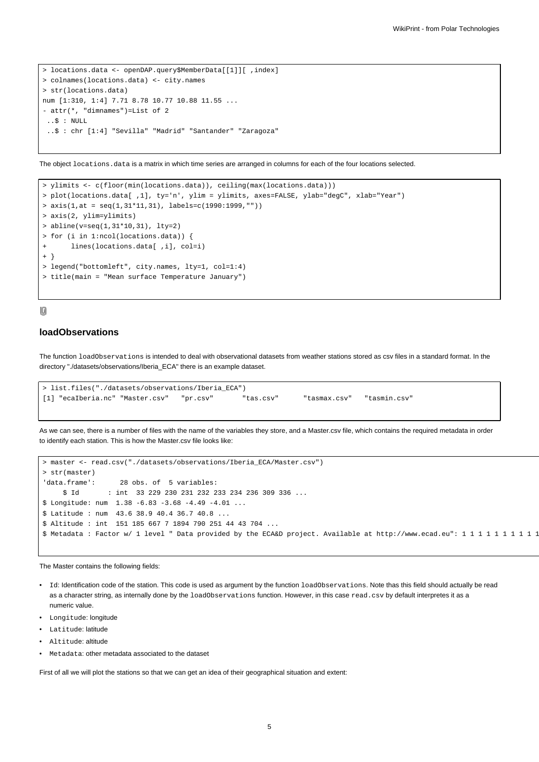```
> locations.data <- openDAP.query$MemberData[[1]][ ,index]
> colnames(locations.data) <- city.names
> str(locations.data)
num [1:310, 1:4] 7.71 8.78 10.77 10.88 11.55 ...
- attr(*, "dimnames")=List of 2
 ..$ : NULL
 ..$ : chr [1:4] "Sevilla" "Madrid" "Santander" "Zaragoza"
```

The object `locations.data` is a matrix in which time series are arranged in columns for each of the four locations selected.

```
> ylimits <- c(floor(min(locations.data)), ceiling(max(locations.data)))
> plot(locations.data[ ,1], ty='n', ylim = ylimits, axes=FALSE, ylab="degC", xlab="Year")
> axis(1,at = seq(1,31*11,31), labels=c(1990:1999,""))
> axis(2, ylim=ylimits)
> abline(v=seq(1,31*10,31), lty=2)
> for (i in 1:ncol(locations.data)) {
+       lines(locations.data[ ,i], col=i)
+ }
> legend("bottomleft", city.names, lty=1, col=1:4)
> title(main = "Mean surface Temperature January")
```

## loadObservations

The function `loadObservations` is intended to deal with observational datasets from weather stations stored as csv files in a standard format. In the directory "./datasets/observations/Iberia_ECA" there is an example dataset.

```
> list.files("./datasets/observations/Iberia_ECA")
[1] "ecaIberia.nc" "Master.csv"   "pr.csv"       "tas.csv"      "tasmax.csv"   "tasmin.csv"
```

As we can see, there is a number of files with the name of the variables they store, and a Master.csv file, which contains the required metadata in order to identify each station. This is how the Master.csv file looks like:

```
> master <- read.csv("./datasets/observations/Iberia_ECA/Master.csv")
> str(master)
'data.frame':      28 obs. of  5 variables:
     $ Id       : int  33 229 230 231 232 233 234 236 309 336 ...
$ Longitude: num  1.38 -6.83 -3.68 -4.49 -4.01 ...
$ Latitude : num  43.6 38.9 40.4 36.7 40.8 ...
$ Altitude : int  151 185 667 7 1894 790 251 44 43 704 ...
$ Metadata : Factor w/ 1 level " Data provided by the ECA&D project. Available at http://www.ecad.eu": 1 1 1 1 1 1 1 1 1
```

The Master contains the following fields:

- `Id`: Identification code of the station. This code is used as argument by the function `loadObservations`. Note thas this field should actually be read as a character string, as internally done by the `loadObservations` function. However, in this case `read.csv` by default interpretes it as a numeric value.
- `Longitude`: longitude
- `Latitude`: latitude
- `Altitude`: altitude
- `Metadata`: other metadata associated to the dataset

First of all we will plot the stations so that we can get an idea of their geographical situation and extent: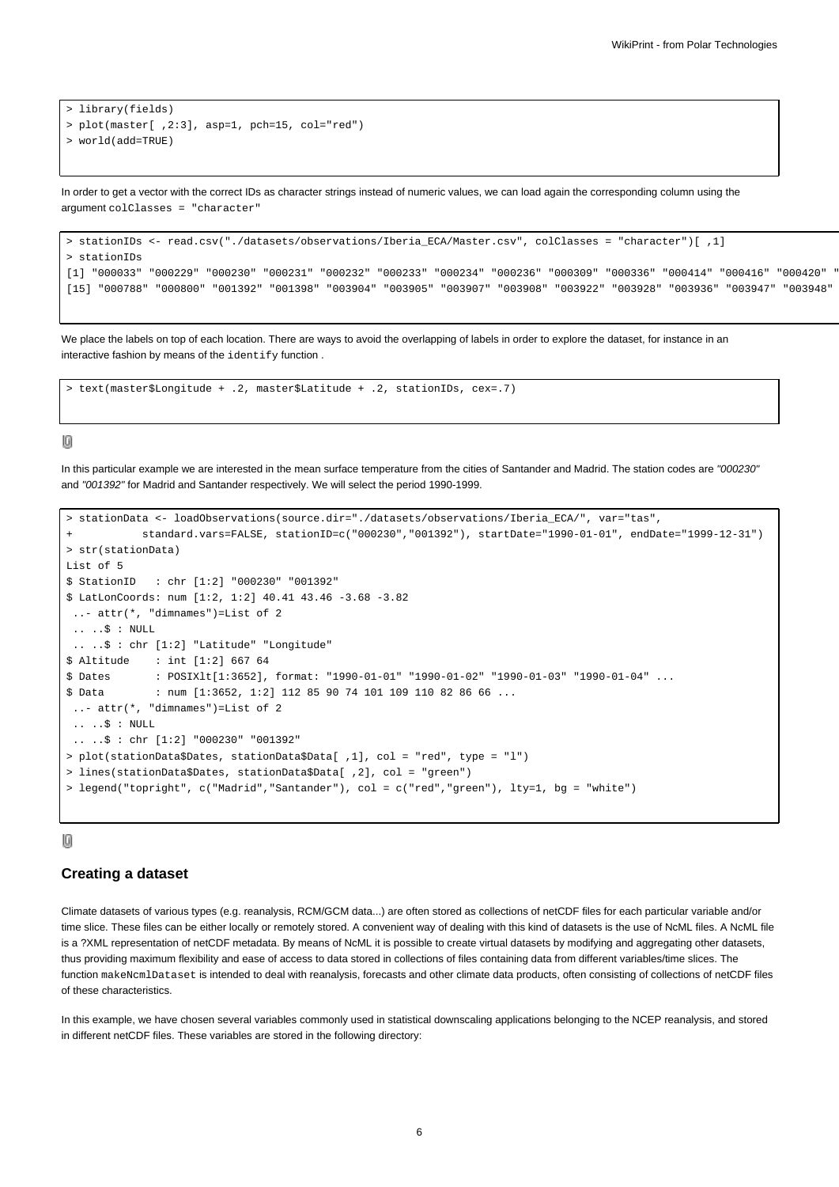```
> library(fields)
> plot(master[ ,2:3], asp=1, pch=15, col="red")
> world(add=TRUE)
```

In order to get a vector with the correct IDs as character strings instead of numeric values, we can load again the corresponding column using the argument `colClasses = "character"`

```
> stationIDs <- read.csv("./datasets/observations/Iberia_ECA/Master.csv", colClasses = "character")[ ,1]
> stationIDs
[1] "000033" "000229" "000230" "000231" "000232" "000233" "000234" "000236" "000309" "000336" "000414" "000416" "000420" "
[15] "000788" "000800" "001392" "001398" "003904" "003905" "003907" "003908" "003922" "003928" "003936" "003947" "003948"
```

We place the labels on top of each location. There are ways to avoid the overlapping of labels in order to explore the dataset, for instance in an interactive fashion by means of the `identify` function .

```
> text(master$Longitude + .2, master$Latitude + .2, stationIDs, cex=.7)
```

In this particular example we are interested in the mean surface temperature from the cities of Santander and Madrid. The station codes are *"000230"* and *"001392"* for Madrid and Santander respectively. We will select the period 1990-1999.

```
> stationData <- loadObservations(source.dir="./datasets/observations/Iberia_ECA/", var="tas",
+           standard.vars=FALSE, stationID=c("000230","001392"), startDate="1990-01-01", endDate="1999-12-31")
> str(stationData)
List of 5
$ StationID   : chr [1:2] "000230" "001392"
$ LatLonCoords: num [1:2, 1:2] 40.41 43.46 -3.68 -3.82
 ..- attr(*, "dimnames")=List of 2
 .. ..$ : NULL
 .. ..$ : chr [1:2] "Latitude" "Longitude"
$ Altitude    : int [1:2] 667 64
$ Dates       : POSIXlt[1:3652], format: "1990-01-01" "1990-01-02" "1990-01-03" "1990-01-04" ...
$ Data        : num [1:3652, 1:2] 112 85 90 74 101 109 110 82 86 66 ...
 ..- attr(*, "dimnames")=List of 2
 .. ..$ : NULL
 .. ..$ : chr [1:2] "000230" "001392"
> plot(stationData$Dates, stationData$Data[ ,1], col = "red", type = "l")
> lines(stationData$Dates, stationData$Data[ ,2], col = "green")
> legend("topright", c("Madrid","Santander"), col = c("red","green"), lty=1, bg = "white")
```

## Creating a dataset

Climate datasets of various types (e.g. reanalysis, RCM/GCM data...) are often stored as collections of netCDF files for each particular variable and/or time slice. These files can be either locally or remotely stored. A convenient way of dealing with this kind of datasets is the use of NcML files. A NcML file is a ?XML representation of netCDF metadata. By means of NcML it is possible to create virtual datasets by modifying and aggregating other datasets, thus providing maximum flexibility and ease of access to data stored in collections of files containing data from different variables/time slices. The function `makeNcmlDataset` is intended to deal with reanalysis, forecasts and other climate data products, often consisting of collections of netCDF files of these characteristics.

In this example, we have chosen several variables commonly used in statistical downscaling applications belonging to the NCEP reanalysis, and stored in different netCDF files. These variables are stored in the following directory: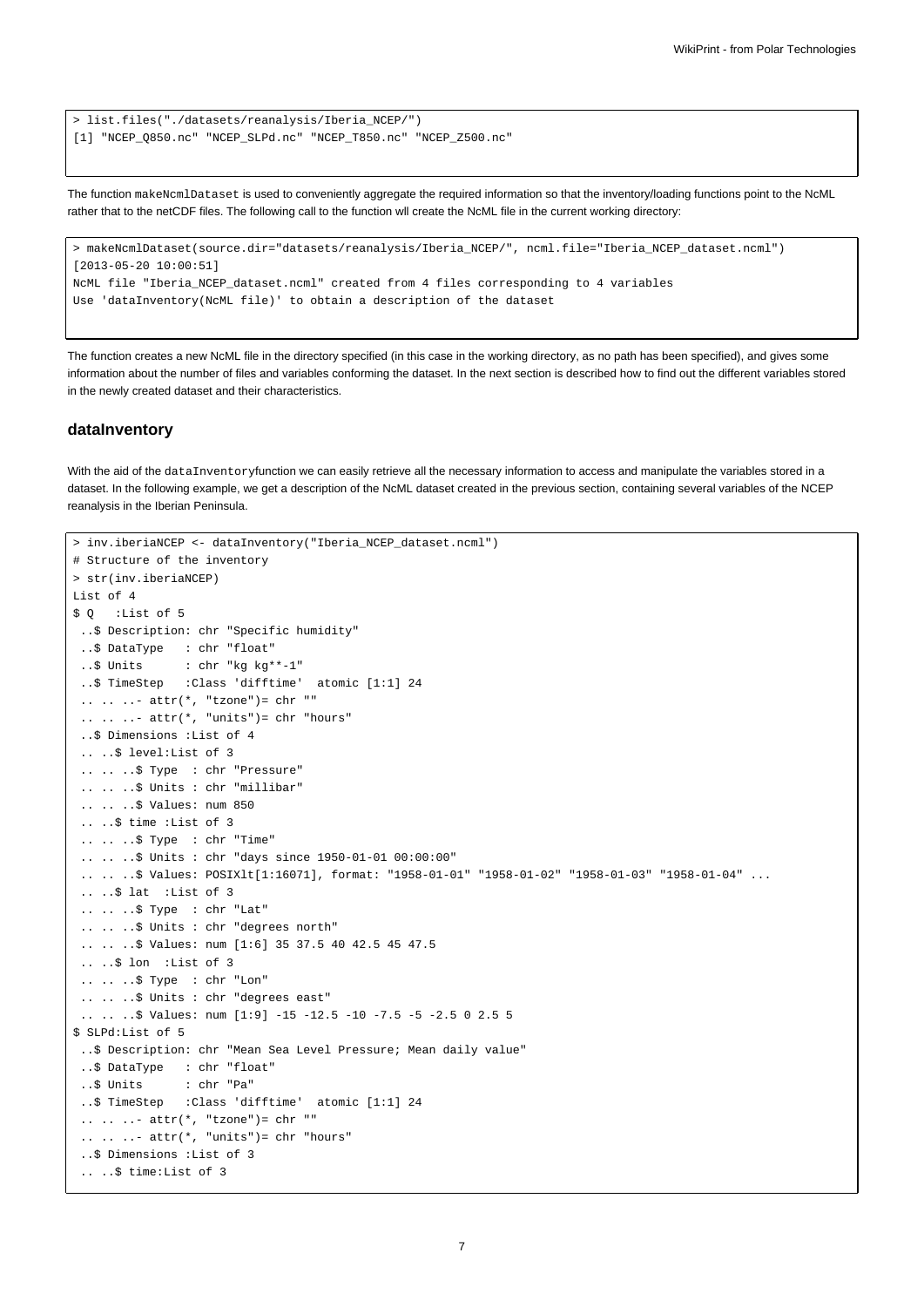```
> list.files("./datasets/reanalysis/Iberia_NCEP/")
[1] "NCEP_Q850.nc" "NCEP_SLPd.nc" "NCEP_T850.nc" "NCEP_Z500.nc"
```

The function `makeNcmlDataset` is used to conveniently aggregate the required information so that the inventory/loading functions point to the NcML rather that to the netCDF files. The following call to the function wll create the NcML file in the current working directory:

```
> makeNcmlDataset(source.dir="datasets/reanalysis/Iberia_NCEP/", ncml.file="Iberia_NCEP_dataset.ncml")
[2013-05-20 10:00:51]
NcML file "Iberia_NCEP_dataset.ncml" created from 4 files corresponding to 4 variables
Use 'dataInventory(NcML file)' to obtain a description of the dataset
```

The function creates a new NcML file in the directory specified (in this case in the working directory, as no path has been specified), and gives some information about the number of files and variables conforming the dataset. In the next section is described how to find out the different variables stored in the newly created dataset and their characteristics.

### dataInventory

With the aid of the `dataInventory`function we can easily retrieve all the necessary information to access and manipulate the variables stored in a dataset. In the following example, we get a description of the NcML dataset created in the previous section, containing several variables of the NCEP reanalysis in the Iberian Peninsula.

```
> inv.iberiaNCEP <- dataInventory("Iberia_NCEP_dataset.ncml")
# Structure of the inventory
> str(inv.iberiaNCEP)
List of 4
$ Q   :List of 5
 ..$ Description: chr "Specific humidity"
 ..$ DataType   : chr "float"
 ..$ Units      : chr "kg kg**-1"
 ..$ TimeStep   :Class 'difftime'  atomic [1:1] 24
 .. .. ..- attr(*, "tzone")= chr ""
 .. .. ..- attr(*, "units")= chr "hours"
 ..$ Dimensions :List of 4
 .. ..$ level:List of 3
 .. .. ..$ Type  : chr "Pressure"
 .. .. ..$ Units : chr "millibar"
 .. .. ..$ Values: num 850
 .. ..$ time :List of 3
 .. .. ..$ Type  : chr "Time"
 .. .. ..$ Units : chr "days since 1950-01-01 00:00:00"
 .. .. ..$ Values: POSIXlt[1:16071], format: "1958-01-01" "1958-01-02" "1958-01-03" "1958-01-04" ...
 .. ..$ lat  :List of 3
 .. .. ..$ Type  : chr "Lat"
 .. .. ..$ Units : chr "degrees north"
 .. .. ..$ Values: num [1:6] 35 37.5 40 42.5 45 47.5
 .. ..$ lon  :List of 3
 .. .. ..$ Type  : chr "Lon"
 .. .. ..$ Units : chr "degrees east"
 .. .. ..$ Values: num [1:9] -15 -12.5 -10 -7.5 -5 -2.5 0 2.5 5
$ SLPd:List of 5
 ..$ Description: chr "Mean Sea Level Pressure; Mean daily value"
 ..$ DataType   : chr "float"
 ..$ Units      : chr "Pa"
 ..$ TimeStep   :Class 'difftime'  atomic [1:1] 24
 .. .. ..- attr(*, "tzone")= chr ""
 .. .. ..- attr(*, "units")= chr "hours"
 ..$ Dimensions :List of 3
 .. ..$ time:List of 3
```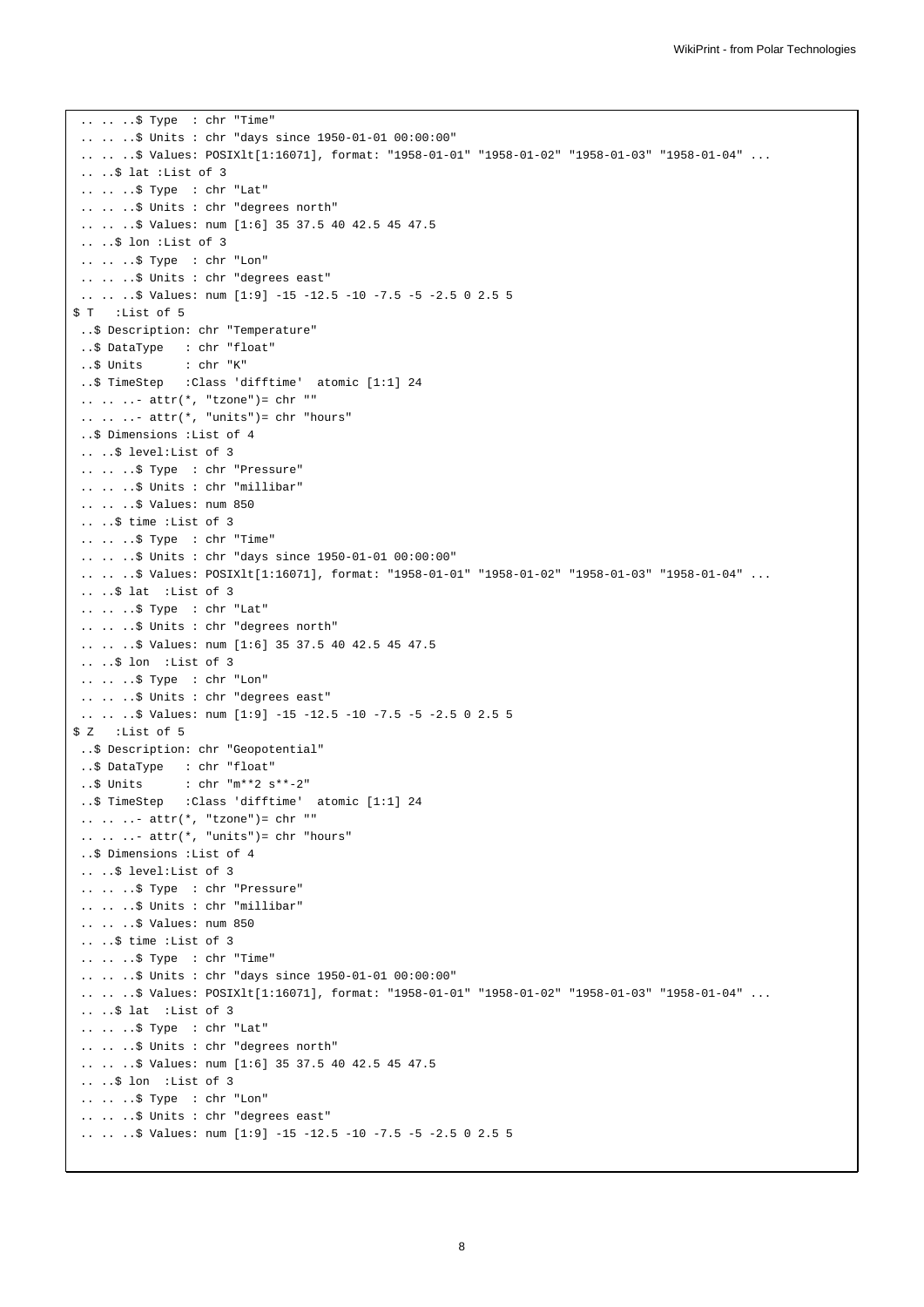```
 .. .. ..$ Type  : chr "Time"
 .. .. ..$ Units : chr "days since 1950-01-01 00:00:00"
 .. .. ..$ Values: POSIXlt[1:16071], format: "1958-01-01" "1958-01-02" "1958-01-03" "1958-01-04" ...
 .. ..$ lat :List of 3
 .. .. ..$ Type  : chr "Lat"
 .. .. ..$ Units : chr "degrees north"
 .. .. ..$ Values: num [1:6] 35 37.5 40 42.5 45 47.5
 .. ..$ lon :List of 3
 .. .. ..$ Type  : chr "Lon"
 .. .. ..$ Units : chr "degrees east"
 .. .. ..$ Values: num [1:9] -15 -12.5 -10 -7.5 -5 -2.5 0 2.5 5
$ T   :List of 5
 ..$ Description: chr "Temperature"
 ..$ DataType   : chr "float"
 ..$ Units      : chr "K"
 ..$ TimeStep   :Class 'difftime'  atomic [1:1] 24
 .. .. ..- attr(*, "tzone")= chr ""
 .. .. ..- attr(*, "units")= chr "hours"
 ..$ Dimensions :List of 4
 .. ..$ level:List of 3
 .. .. ..$ Type  : chr "Pressure"
 .. .. ..$ Units : chr "millibar"
 .. .. ..$ Values: num 850
 .. ..$ time :List of 3
 .. .. ..$ Type  : chr "Time"
 .. .. ..$ Units : chr "days since 1950-01-01 00:00:00"
 .. .. ..$ Values: POSIXlt[1:16071], format: "1958-01-01" "1958-01-02" "1958-01-03" "1958-01-04" ...
 .. ..$ lat  :List of 3
 .. .. ..$ Type  : chr "Lat"
 .. .. ..$ Units : chr "degrees north"
 .. .. ..$ Values: num [1:6] 35 37.5 40 42.5 45 47.5
 .. ..$ lon  :List of 3
 .. .. ..$ Type  : chr "Lon"
 .. .. ..$ Units : chr "degrees east"
 .. .. ..$ Values: num [1:9] -15 -12.5 -10 -7.5 -5 -2.5 0 2.5 5
$ Z   :List of 5
 ..$ Description: chr "Geopotential"
 ..$ DataType   : chr "float"
 ..$ Units      : chr "m**2 s**-2"
 ..$ TimeStep   :Class 'difftime'  atomic [1:1] 24
 .. .. ..- attr(*, "tzone")= chr ""
 .. .. ..- attr(*, "units")= chr "hours"
 ..$ Dimensions :List of 4
 .. ..$ level:List of 3
 .. .. ..$ Type  : chr "Pressure"
 .. .. ..$ Units : chr "millibar"
 .. .. ..$ Values: num 850
 .. ..$ time :List of 3
 .. .. ..$ Type  : chr "Time"
 .. .. ..$ Units : chr "days since 1950-01-01 00:00:00"
 .. .. ..$ Values: POSIXlt[1:16071], format: "1958-01-01" "1958-01-02" "1958-01-03" "1958-01-04" ...
 .. ..$ lat  :List of 3
 .. .. ..$ Type  : chr "Lat"
 .. .. ..$ Units : chr "degrees north"
 .. .. ..$ Values: num [1:6] 35 37.5 40 42.5 45 47.5
 .. ..$ lon  :List of 3
 .. .. ..$ Type  : chr "Lon"
 .. .. ..$ Units : chr "degrees east"
 .. .. ..$ Values: num [1:9] -15 -12.5 -10 -7.5 -5 -2.5 0 2.5 5
```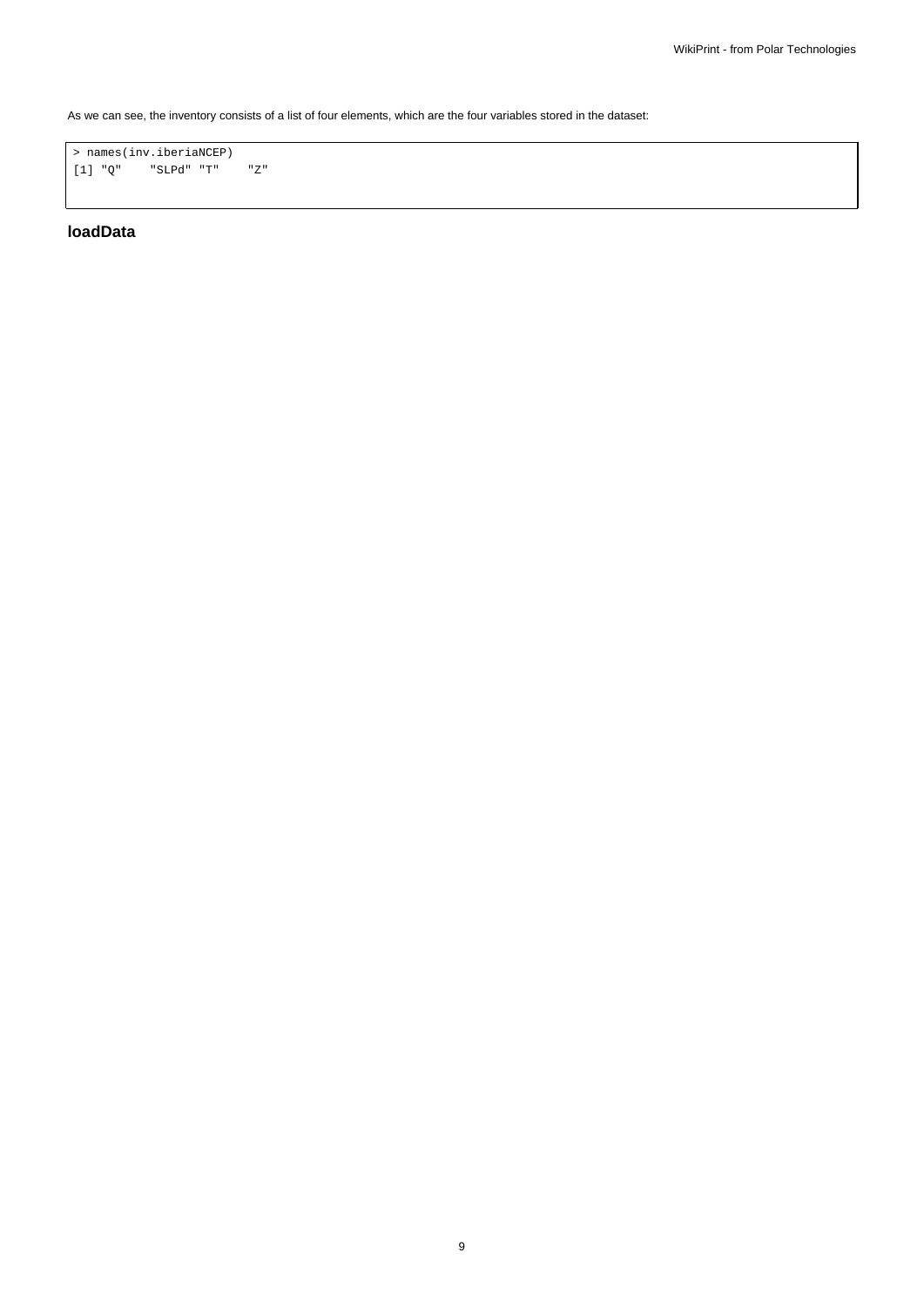As we can see, the inventory consists of a list of four elements, which are the four variables stored in the dataset:

```
> names(inv.iberiaNCEP)
[1] "Q"    "SLPd" "T"    "Z"
```

## loadData